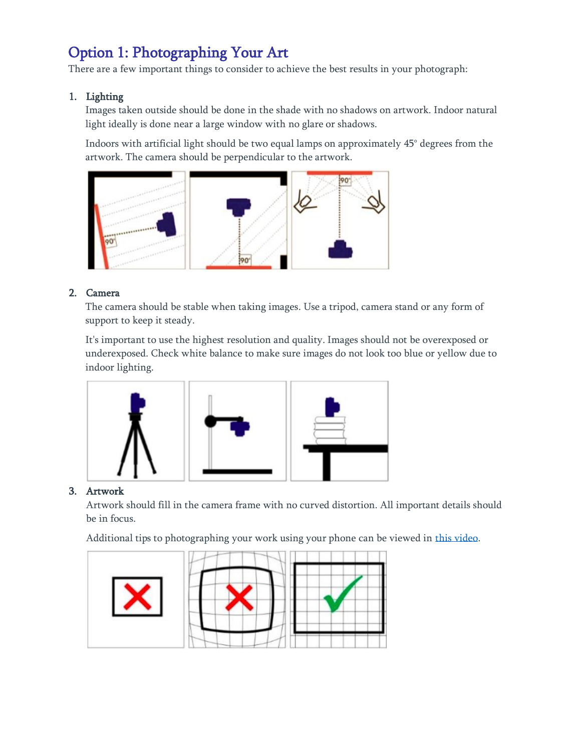# Option 1: Photographing Your Art

There are a few important things to consider to achieve the best results in your photograph:

1. **Lighting**

   Images taken outside should be done in the shade with no shadows on artwork. Indoor natural light ideally is done near a large window with no glare or shadows.

   Indoors with artificial light should be two equal lamps on approximately 45° degrees from the artwork. The camera should be perpendicular to the artwork.

2. **Camera**

   The camera should be stable when taking images. Use a tripod, camera stand or any form of support to keep it steady.

   It's important to use the highest resolution and quality. Images should not be overexposed or underexposed. Check white balance to make sure images do not look too blue or yellow due to indoor lighting.

3. **Artwork**

   Artwork should fill in the camera frame with no curved distortion. All important details should be in focus.

   Additional tips to photographing your work using your phone can be viewed in this video.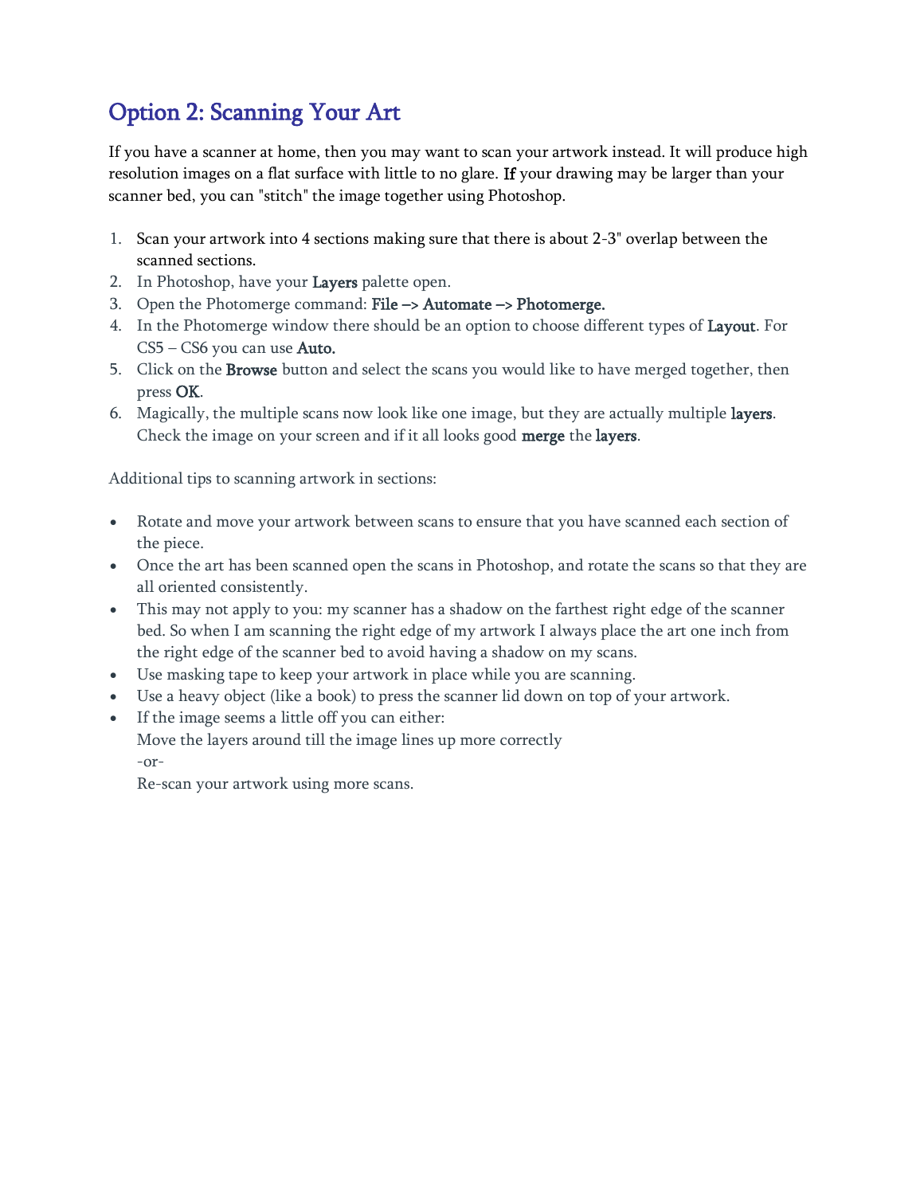## Option 2: Scanning Your Art

If you have a scanner at home, then you may want to scan your artwork instead. It will produce high resolution images on a flat surface with little to no glare. If your drawing may be larger than your scanner bed, you can "stitch" the image together using Photoshop.

1. Scan your artwork into 4 sections making sure that there is about 2-3" overlap between the scanned sections.
2. In Photoshop, have your **Layers** palette open.
3. Open the Photomerge command: **File –> Automate –> Photomerge.**
4. In the Photomerge window there should be an option to choose different types of **Layout**. For CS5 – CS6 you can use **Auto.**
5. Click on the **Browse** button and select the scans you would like to have merged together, then press **OK**.
6. Magically, the multiple scans now look like one image, but they are actually multiple **layers**. Check the image on your screen and if it all looks good **merge** the **layers**.

Additional tips to scanning artwork in sections:

- Rotate and move your artwork between scans to ensure that you have scanned each section of the piece.
- Once the art has been scanned open the scans in Photoshop, and rotate the scans so that they are all oriented consistently.
- This may not apply to you: my scanner has a shadow on the farthest right edge of the scanner bed. So when I am scanning the right edge of my artwork I always place the art one inch from the right edge of the scanner bed to avoid having a shadow on my scans.
- Use masking tape to keep your artwork in place while you are scanning.
- Use a heavy object (like a book) to press the scanner lid down on top of your artwork.
- If the image seems a little off you can either:
  Move the layers around till the image lines up more correctly
  -or-
  Re-scan your artwork using more scans.